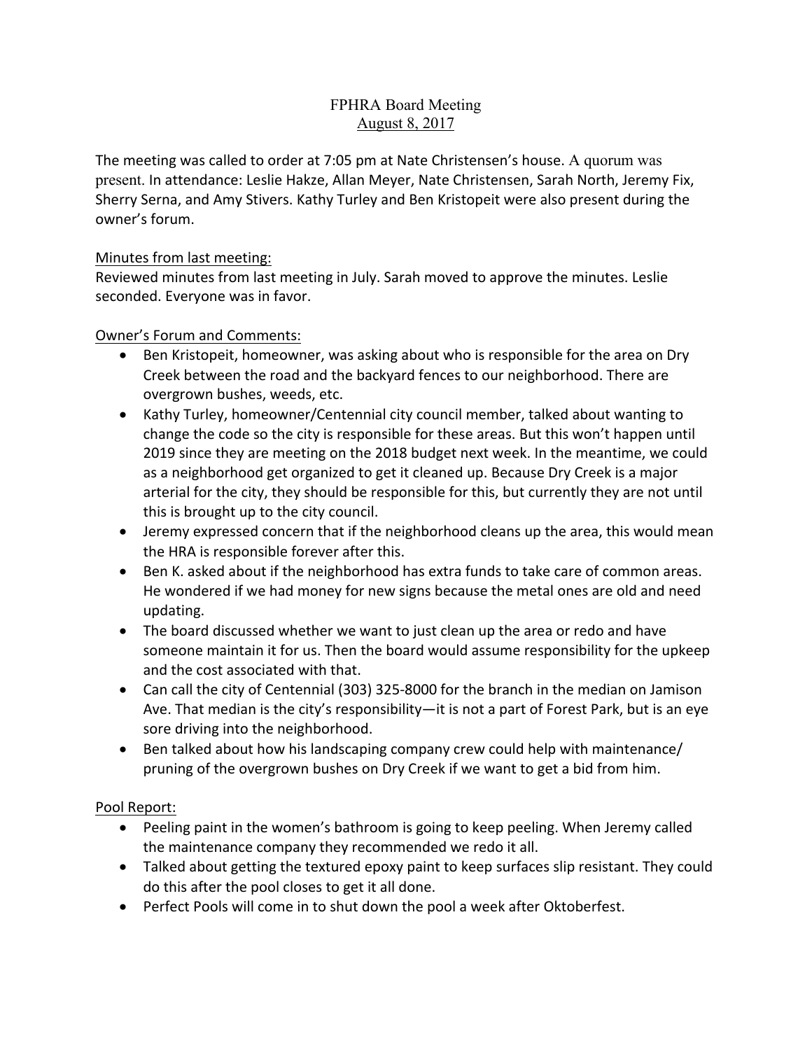# FPHRA Board Meeting
## August 8, 2017

The meeting was called to order at 7:05 pm at Nate Christensen's house. A quorum was present. In attendance: Leslie Hakze, Allan Meyer, Nate Christensen, Sarah North, Jeremy Fix, Sherry Serna, and Amy Stivers. Kathy Turley and Ben Kristopeit were also present during the owner's forum.

### Minutes from last meeting:

Reviewed minutes from last meeting in July. Sarah moved to approve the minutes. Leslie seconded. Everyone was in favor.

### Owner's Forum and Comments:

- Ben Kristopeit, homeowner, was asking about who is responsible for the area on Dry Creek between the road and the backyard fences to our neighborhood. There are overgrown bushes, weeds, etc.
- Kathy Turley, homeowner/Centennial city council member, talked about wanting to change the code so the city is responsible for these areas. But this won't happen until 2019 since they are meeting on the 2018 budget next week. In the meantime, we could as a neighborhood get organized to get it cleaned up. Because Dry Creek is a major arterial for the city, they should be responsible for this, but currently they are not until this is brought up to the city council.
- Jeremy expressed concern that if the neighborhood cleans up the area, this would mean the HRA is responsible forever after this.
- Ben K. asked about if the neighborhood has extra funds to take care of common areas. He wondered if we had money for new signs because the metal ones are old and need updating.
- The board discussed whether we want to just clean up the area or redo and have someone maintain it for us. Then the board would assume responsibility for the upkeep and the cost associated with that.
- Can call the city of Centennial (303) 325-8000 for the branch in the median on Jamison Ave. That median is the city's responsibility—it is not a part of Forest Park, but is an eye sore driving into the neighborhood.
- Ben talked about how his landscaping company crew could help with maintenance/ pruning of the overgrown bushes on Dry Creek if we want to get a bid from him.

### Pool Report:

- Peeling paint in the women's bathroom is going to keep peeling. When Jeremy called the maintenance company they recommended we redo it all.
- Talked about getting the textured epoxy paint to keep surfaces slip resistant. They could do this after the pool closes to get it all done.
- Perfect Pools will come in to shut down the pool a week after Oktoberfest.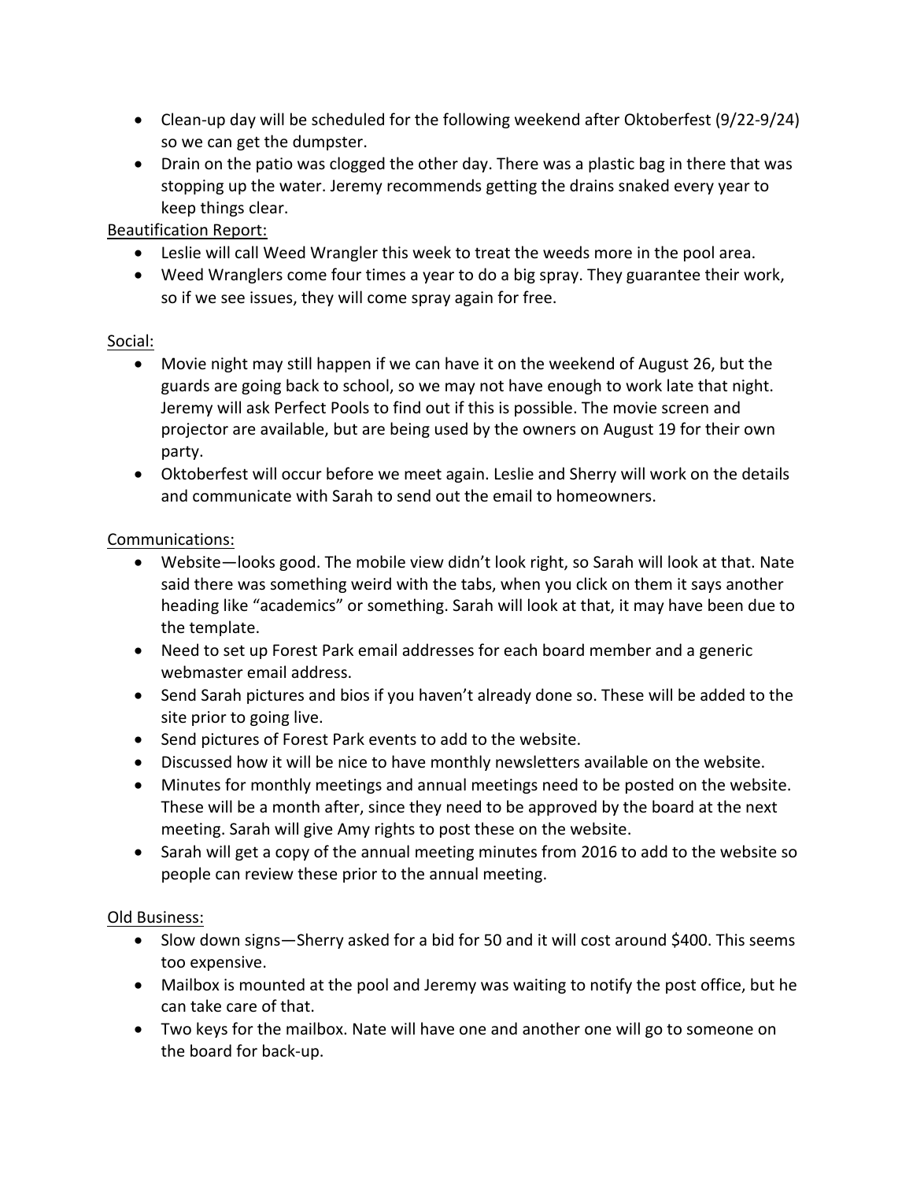- Clean-up day will be scheduled for the following weekend after Oktoberfest (9/22-9/24) so we can get the dumpster.
- Drain on the patio was clogged the other day. There was a plastic bag in there that was stopping up the water. Jeremy recommends getting the drains snaked every year to keep things clear.

Beautification Report:

- Leslie will call Weed Wrangler this week to treat the weeds more in the pool area.
- Weed Wranglers come four times a year to do a big spray. They guarantee their work, so if we see issues, they will come spray again for free.

Social:

- Movie night may still happen if we can have it on the weekend of August 26, but the guards are going back to school, so we may not have enough to work late that night. Jeremy will ask Perfect Pools to find out if this is possible. The movie screen and projector are available, but are being used by the owners on August 19 for their own party.
- Oktoberfest will occur before we meet again. Leslie and Sherry will work on the details and communicate with Sarah to send out the email to homeowners.

Communications:

- Website—looks good. The mobile view didn't look right, so Sarah will look at that. Nate said there was something weird with the tabs, when you click on them it says another heading like "academics" or something. Sarah will look at that, it may have been due to the template.
- Need to set up Forest Park email addresses for each board member and a generic webmaster email address.
- Send Sarah pictures and bios if you haven't already done so. These will be added to the site prior to going live.
- Send pictures of Forest Park events to add to the website.
- Discussed how it will be nice to have monthly newsletters available on the website.
- Minutes for monthly meetings and annual meetings need to be posted on the website. These will be a month after, since they need to be approved by the board at the next meeting. Sarah will give Amy rights to post these on the website.
- Sarah will get a copy of the annual meeting minutes from 2016 to add to the website so people can review these prior to the annual meeting.

Old Business:

- Slow down signs—Sherry asked for a bid for 50 and it will cost around $400. This seems too expensive.
- Mailbox is mounted at the pool and Jeremy was waiting to notify the post office, but he can take care of that.
- Two keys for the mailbox. Nate will have one and another one will go to someone on the board for back-up.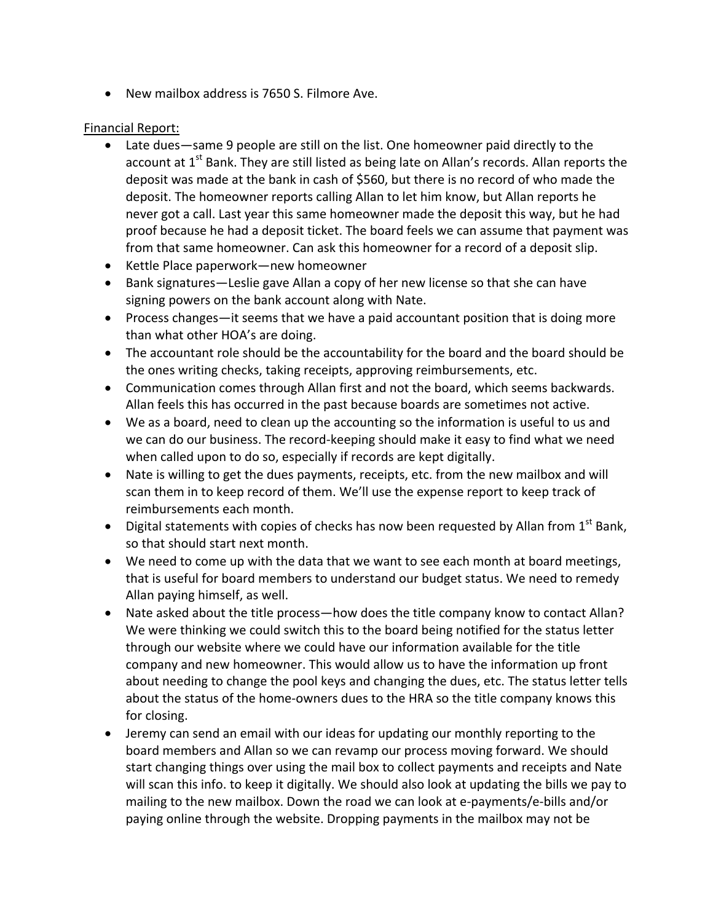- New mailbox address is 7650 S. Filmore Ave.

<u>Financial Report:</u>

- Late dues—same 9 people are still on the list. One homeowner paid directly to the account at 1st Bank. They are still listed as being late on Allan's records. Allan reports the deposit was made at the bank in cash of $560, but there is no record of who made the deposit. The homeowner reports calling Allan to let him know, but Allan reports he never got a call. Last year this same homeowner made the deposit this way, but he had proof because he had a deposit ticket. The board feels we can assume that payment was from that same homeowner. Can ask this homeowner for a record of a deposit slip.
- Kettle Place paperwork—new homeowner
- Bank signatures—Leslie gave Allan a copy of her new license so that she can have signing powers on the bank account along with Nate.
- Process changes—it seems that we have a paid accountant position that is doing more than what other HOA's are doing.
- The accountant role should be the accountability for the board and the board should be the ones writing checks, taking receipts, approving reimbursements, etc.
- Communication comes through Allan first and not the board, which seems backwards. Allan feels this has occurred in the past because boards are sometimes not active.
- We as a board, need to clean up the accounting so the information is useful to us and we can do our business. The record-keeping should make it easy to find what we need when called upon to do so, especially if records are kept digitally.
- Nate is willing to get the dues payments, receipts, etc. from the new mailbox and will scan them in to keep record of them. We'll use the expense report to keep track of reimbursements each month.
- Digital statements with copies of checks has now been requested by Allan from 1st Bank, so that should start next month.
- We need to come up with the data that we want to see each month at board meetings, that is useful for board members to understand our budget status. We need to remedy Allan paying himself, as well.
- Nate asked about the title process—how does the title company know to contact Allan? We were thinking we could switch this to the board being notified for the status letter through our website where we could have our information available for the title company and new homeowner. This would allow us to have the information up front about needing to change the pool keys and changing the dues, etc. The status letter tells about the status of the home-owners dues to the HRA so the title company knows this for closing.
- Jeremy can send an email with our ideas for updating our monthly reporting to the board members and Allan so we can revamp our process moving forward. We should start changing things over using the mail box to collect payments and receipts and Nate will scan this info. to keep it digitally. We should also look at updating the bills we pay to mailing to the new mailbox. Down the road we can look at e-payments/e-bills and/or paying online through the website. Dropping payments in the mailbox may not be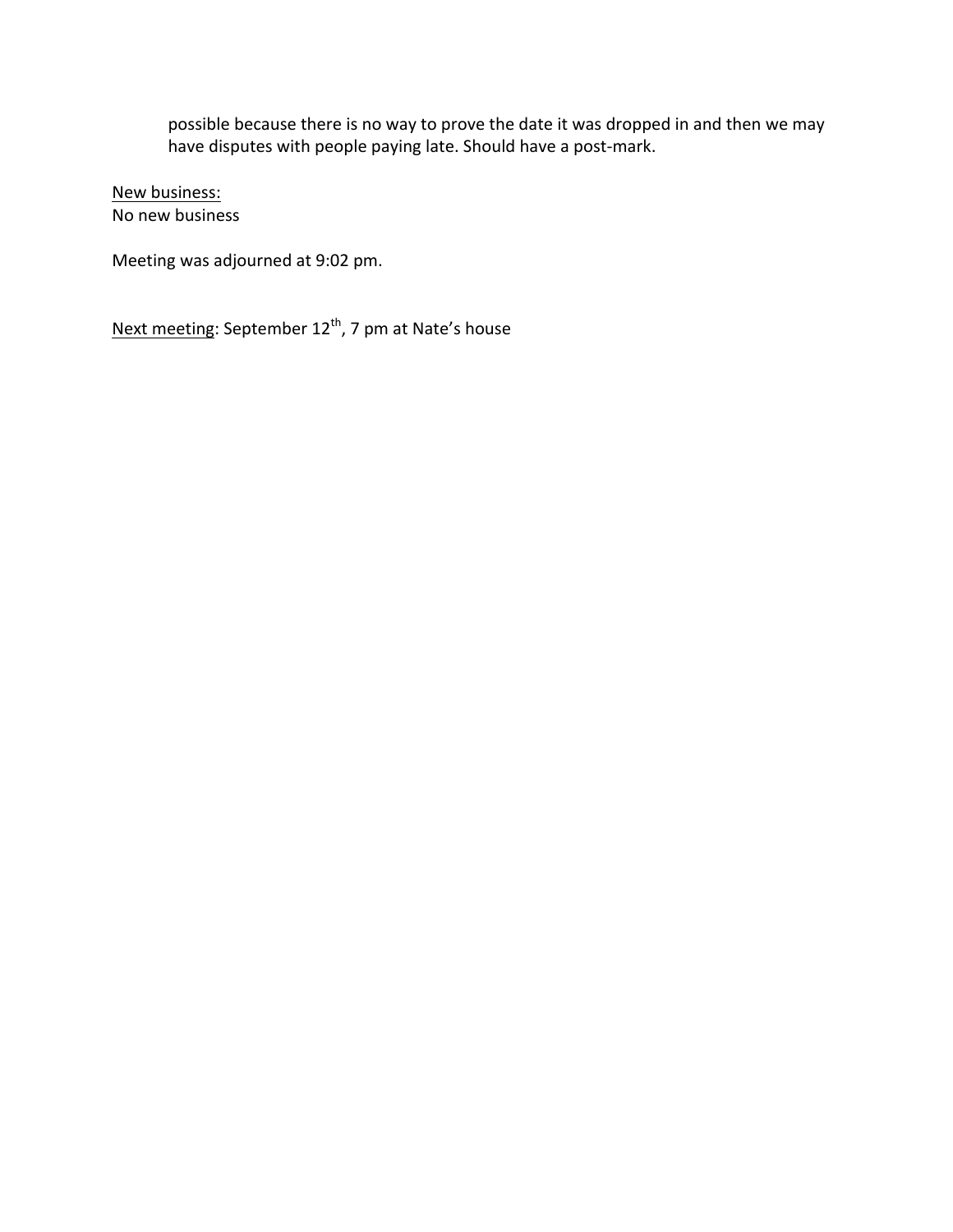possible because there is no way to prove the date it was dropped in and then we may have disputes with people paying late. Should have a post-mark.

New business:
No new business

Meeting was adjourned at 9:02 pm.

Next meeting: September 12th, 7 pm at Nate's house